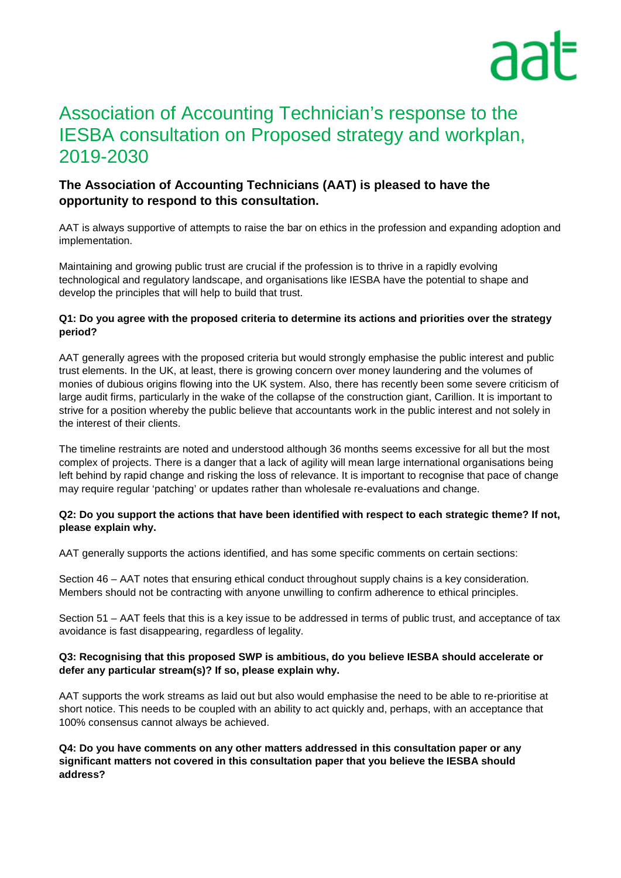# Association of Accounting Technician's response to the IESBA consultation on Proposed strategy and workplan, 2019-2030

## The Association of Accounting Technicians (AAT) is pleased to have the opportunity to respond to this consultation.

AAT is always supportive of attempts to raise the bar on ethics in the profession and expanding adoption and implementation.

Maintaining and growing public trust are crucial if the profession is to thrive in a rapidly evolving technological and regulatory landscape, and organisations like IESBA have the potential to shape and develop the principles that will help to build that trust.

**Q1: Do you agree with the proposed criteria to determine its actions and priorities over the strategy period?**

AAT generally agrees with the proposed criteria but would strongly emphasise the public interest and public trust elements. In the UK, at least, there is growing concern over money laundering and the volumes of monies of dubious origins flowing into the UK system. Also, there has recently been some severe criticism of large audit firms, particularly in the wake of the collapse of the construction giant, Carillion. It is important to strive for a position whereby the public believe that accountants work in the public interest and not solely in the interest of their clients.

The timeline restraints are noted and understood although 36 months seems excessive for all but the most complex of projects. There is a danger that a lack of agility will mean large international organisations being left behind by rapid change and risking the loss of relevance. It is important to recognise that pace of change may require regular 'patching' or updates rather than wholesale re-evaluations and change.

**Q2: Do you support the actions that have been identified with respect to each strategic theme? If not, please explain why.**

AAT generally supports the actions identified, and has some specific comments on certain sections:

Section 46 – AAT notes that ensuring ethical conduct throughout supply chains is a key consideration. Members should not be contracting with anyone unwilling to confirm adherence to ethical principles.

Section 51 – AAT feels that this is a key issue to be addressed in terms of public trust, and acceptance of tax avoidance is fast disappearing, regardless of legality.

**Q3: Recognising that this proposed SWP is ambitious, do you believe IESBA should accelerate or defer any particular stream(s)? If so, please explain why.**

AAT supports the work streams as laid out but also would emphasise the need to be able to re-prioritise at short notice. This needs to be coupled with an ability to act quickly and, perhaps, with an acceptance that 100% consensus cannot always be achieved.

**Q4: Do you have comments on any other matters addressed in this consultation paper or any significant matters not covered in this consultation paper that you believe the IESBA should address?**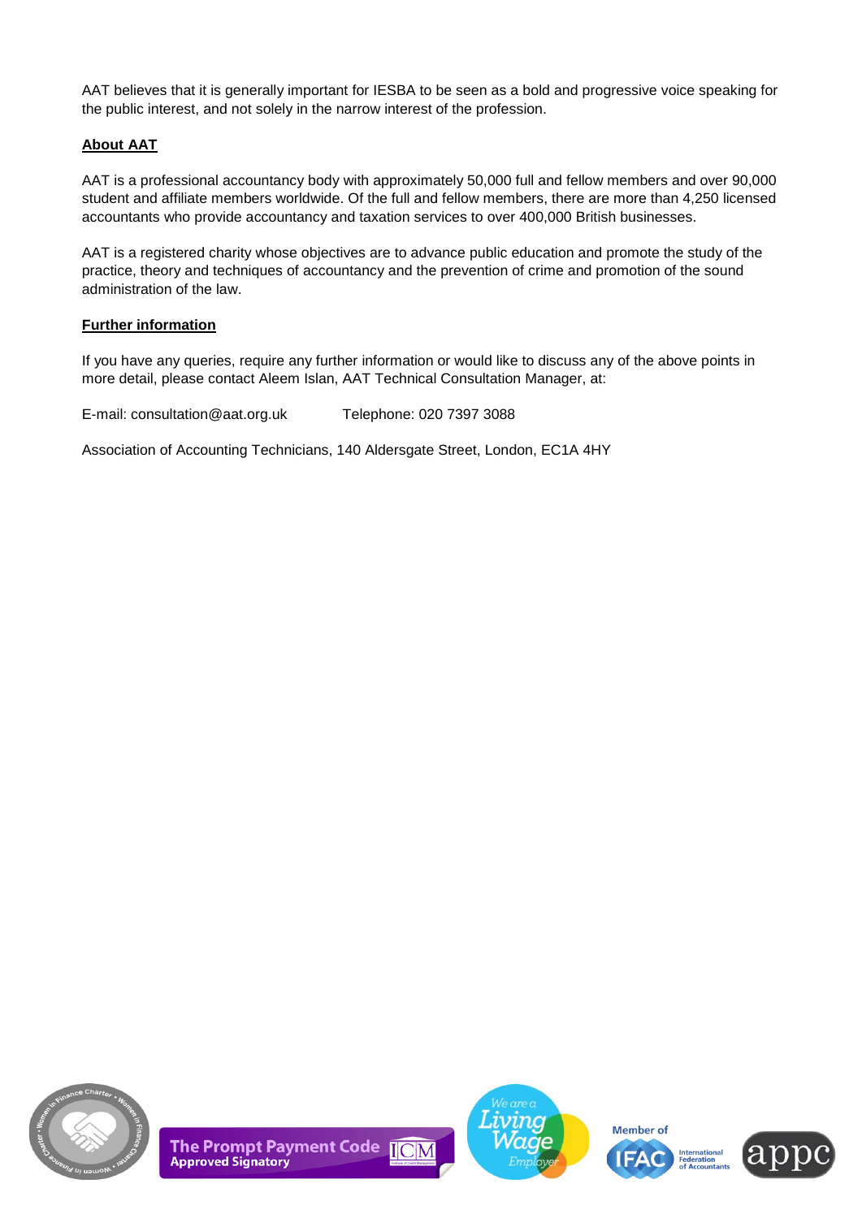AAT believes that it is generally important for IESBA to be seen as a bold and progressive voice speaking for the public interest, and not solely in the narrow interest of the profession.

## About AAT

AAT is a professional accountancy body with approximately 50,000 full and fellow members and over 90,000 student and affiliate members worldwide. Of the full and fellow members, there are more than 4,250 licensed accountants who provide accountancy and taxation services to over 400,000 British businesses.

AAT is a registered charity whose objectives are to advance public education and promote the study of the practice, theory and techniques of accountancy and the prevention of crime and promotion of the sound administration of the law.

## Further information

If you have any queries, require any further information or would like to discuss any of the above points in more detail, please contact Aleem Islan, AAT Technical Consultation Manager, at:

E-mail: consultation@aat.org.uk Telephone: 020 7397 3088

Association of Accounting Technicians, 140 Aldersgate Street, London, EC1A 4HY